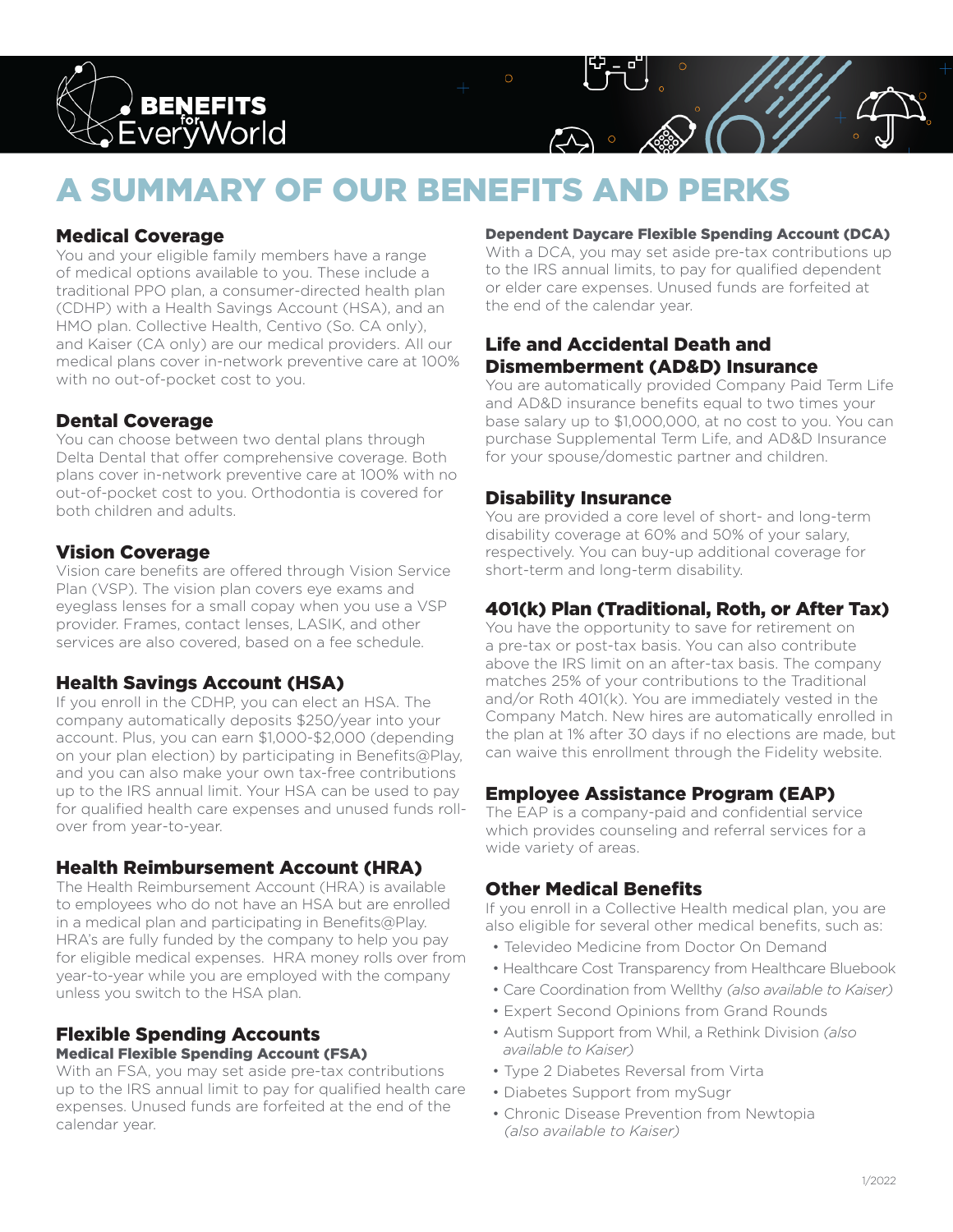# A SUMMARY OF OUR BENEFITS AND PERKS

## Medical Coverage

You and your eligible family members have a range of medical options available to you. These include a traditional PPO plan, a consumer-directed health plan (CDHP) with a Health Savings Account (HSA), and an HMO plan. Collective Health, Centivo (So. CA only), and Kaiser (CA only) are our medical providers. All our medical plans cover in-network preventive care at 100% with no out-of-pocket cost to you.

## Dental Coverage

You can choose between two dental plans through Delta Dental that offer comprehensive coverage. Both plans cover in-network preventive care at 100% with no out-of-pocket cost to you. Orthodontia is covered for both children and adults.

## Vision Coverage

Vision care benefits are offered through Vision Service Plan (VSP). The vision plan covers eye exams and eyeglass lenses for a small copay when you use a VSP provider. Frames, contact lenses, LASIK, and other services are also covered, based on a fee schedule.

## Health Savings Account (HSA)

If you enroll in the CDHP, you can elect an HSA. The company automatically deposits $250/year into your account. Plus, you can earn $1,000-$2,000 (depending on your plan election) by participating in Benefits@Play, and you can also make your own tax-free contributions up to the IRS annual limit. Your HSA can be used to pay for qualified health care expenses and unused funds roll-over from year-to-year.

## Health Reimbursement Account (HRA)

The Health Reimbursement Account (HRA) is available to employees who do not have an HSA but are enrolled in a medical plan and participating in Benefits@Play. HRA's are fully funded by the company to help you pay for eligible medical expenses. HRA money rolls over from year-to-year while you are employed with the company unless you switch to the HSA plan.

## Flexible Spending Accounts

### Medical Flexible Spending Account (FSA)

With an FSA, you may set aside pre-tax contributions up to the IRS annual limit to pay for qualified health care expenses. Unused funds are forfeited at the end of the calendar year.

### Dependent Daycare Flexible Spending Account (DCA)

With a DCA, you may set aside pre-tax contributions up to the IRS annual limits, to pay for qualified dependent or elder care expenses. Unused funds are forfeited at the end of the calendar year.

## Life and Accidental Death and Dismemberment (AD&D) Insurance

You are automatically provided Company Paid Term Life and AD&D insurance benefits equal to two times your base salary up to $1,000,000, at no cost to you. You can purchase Supplemental Term Life, and AD&D Insurance for your spouse/domestic partner and children.

## Disability Insurance

You are provided a core level of short- and long-term disability coverage at 60% and 50% of your salary, respectively. You can buy-up additional coverage for short-term and long-term disability.

## 401(k) Plan (Traditional, Roth, or After Tax)

You have the opportunity to save for retirement on a pre-tax or post-tax basis. You can also contribute above the IRS limit on an after-tax basis. The company matches 25% of your contributions to the Traditional and/or Roth 401(k). You are immediately vested in the Company Match. New hires are automatically enrolled in the plan at 1% after 30 days if no elections are made, but can waive this enrollment through the Fidelity website.

## Employee Assistance Program (EAP)

The EAP is a company-paid and confidential service which provides counseling and referral services for a wide variety of areas.

## Other Medical Benefits

If you enroll in a Collective Health medical plan, you are also eligible for several other medical benefits, such as:

- Televideo Medicine from Doctor On Demand
- Healthcare Cost Transparency from Healthcare Bluebook
- Care Coordination from Wellthy *(also available to Kaiser)*
- Expert Second Opinions from Grand Rounds
- Autism Support from Whil, a Rethink Division *(also available to Kaiser)*
- Type 2 Diabetes Reversal from Virta
- Diabetes Support from mySugr
- Chronic Disease Prevention from Newtopia *(also available to Kaiser)*

1/2022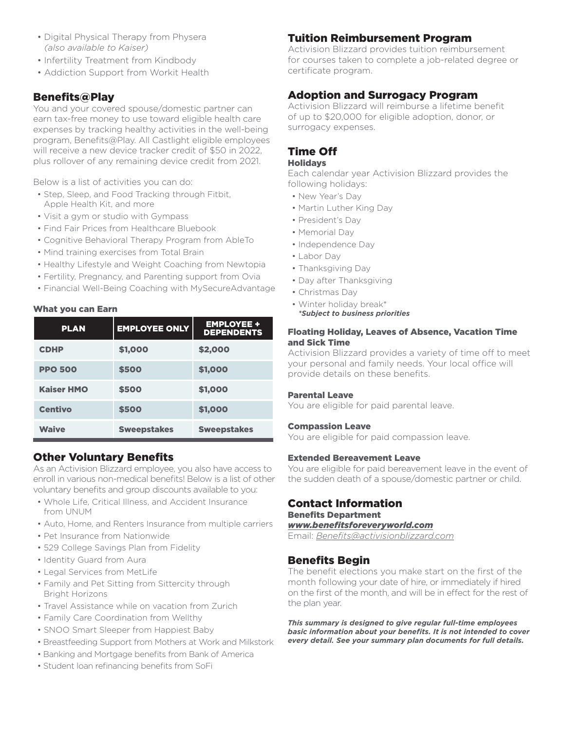- Digital Physical Therapy from Physera *(also available to Kaiser)*
- Infertility Treatment from Kindbody
- Addiction Support from Workit Health

## Benefits@Play

You and your covered spouse/domestic partner can earn tax-free money to use toward eligible health care expenses by tracking healthy activities in the well-being program, Benefits@Play. All Castlight eligible employees will receive a new device tracker credit of $50 in 2022, plus rollover of any remaining device credit from 2021.

Below is a list of activities you can do:

- Step, Sleep, and Food Tracking through Fitbit, Apple Health Kit, and more
- Visit a gym or studio with Gympass
- Find Fair Prices from Healthcare Bluebook
- Cognitive Behavioral Therapy Program from AbleTo
- Mind training exercises from Total Brain
- Healthy Lifestyle and Weight Coaching from Newtopia
- Fertility, Pregnancy, and Parenting support from Ovia
- Financial Well-Being Coaching with MySecureAdvantage

### What you can Earn

| PLAN | EMPLOYEE ONLY | EMPLOYEE + DEPENDENTS |
|---|---|---|
| CDHP | $1,000 | $2,000 |
| PPO 500 | $500 | $1,000 |
| Kaiser HMO | $500 | $1,000 |
| Centivo | $500 | $1,000 |
| Waive | Sweepstakes | Sweepstakes |

## Other Voluntary Benefits

As an Activision Blizzard employee, you also have access to enroll in various non-medical benefits! Below is a list of other voluntary benefits and group discounts available to you:

- Whole Life, Critical Illness, and Accident Insurance from UNUM
- Auto, Home, and Renters Insurance from multiple carriers
- Pet Insurance from Nationwide
- 529 College Savings Plan from Fidelity
- Identity Guard from Aura
- Legal Services from MetLife
- Family and Pet Sitting from Sittercity through Bright Horizons
- Travel Assistance while on vacation from Zurich
- Family Care Coordination from Wellthy
- SNOO Smart Sleeper from Happiest Baby
- Breastfeeding Support from Mothers at Work and Milkstork
- Banking and Mortgage benefits from Bank of America
- Student loan refinancing benefits from SoFi

## Tuition Reimbursement Program

Activision Blizzard provides tuition reimbursement for courses taken to complete a job-related degree or certificate program.

## Adoption and Surrogacy Program

Activision Blizzard will reimburse a lifetime benefit of up to $20,000 for eligible adoption, donor, or surrogacy expenses.

## Time Off

### Holidays

Each calendar year Activision Blizzard provides the following holidays:

- New Year's Day
- Martin Luther King Day
- President's Day
- Memorial Day
- Independence Day
- Labor Day
- Thanksgiving Day
- Day after Thanksgiving
- Christmas Day
- Winter holiday break*
  ***Subject to business priorities***

### Floating Holiday, Leaves of Absence, Vacation Time and Sick Time

Activision Blizzard provides a variety of time off to meet your personal and family needs. Your local office will provide details on these benefits.

### Parental Leave

You are eligible for paid parental leave.

### Compassion Leave

You are eligible for paid compassion leave.

### Extended Bereavement Leave

You are eligible for paid bereavement leave in the event of the sudden death of a spouse/domestic partner or child.

## Contact Information

**Benefits Department**

***www.benefitsforeveryworld.com***

Email: *Benefits@activisionblizzard.com*

## Benefits Begin

The benefit elections you make start on the first of the month following your date of hire, or immediately if hired on the first of the month, and will be in effect for the rest of the plan year.

***This summary is designed to give regular full-time employees basic information about your benefits. It is not intended to cover every detail. See your summary plan documents for full details.***